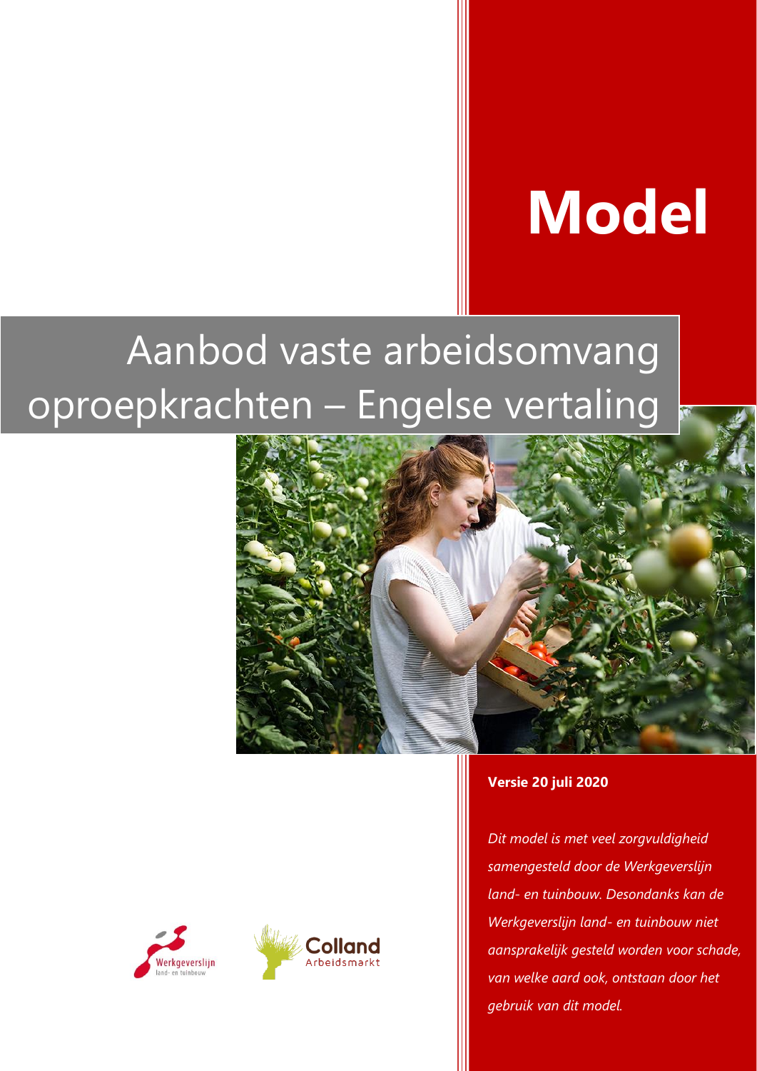# Model

## Aanbod vaste arbeidsomvang oproepkrachten – Engelse vertaling

**Versie 20 juli 2020**

*Dit model is met veel zorgvuldigheid samengesteld door de Werkgeverslijn land- en tuinbouw. Desondanks kan de Werkgeverslijn land- en tuinbouw niet aansprakelijk gesteld worden voor schade, van welke aard ook, ontstaan door het gebruik van dit model.*

Werkgeverslijn land- en tuinbouw

Colland Arbeidsmarkt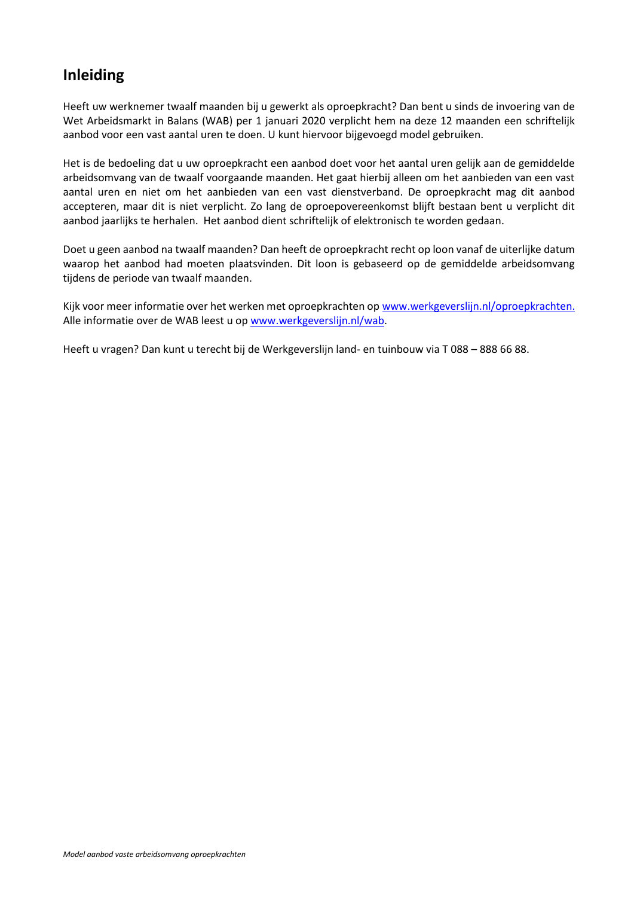# Inleiding

Heeft uw werknemer twaalf maanden bij u gewerkt als oproepkracht? Dan bent u sinds de invoering van de Wet Arbeidsmarkt in Balans (WAB) per 1 januari 2020 verplicht hem na deze 12 maanden een schriftelijk aanbod voor een vast aantal uren te doen. U kunt hiervoor bijgevoegd model gebruiken.

Het is de bedoeling dat u uw oproepkracht een aanbod doet voor het aantal uren gelijk aan de gemiddelde arbeidsomvang van de twaalf voorgaande maanden. Het gaat hierbij alleen om het aanbieden van een vast aantal uren en niet om het aanbieden van een vast dienstverband. De oproepkracht mag dit aanbod accepteren, maar dit is niet verplicht. Zo lang de oproepovereenkomst blijft bestaan bent u verplicht dit aanbod jaarlijks te herhalen. Het aanbod dient schriftelijk of elektronisch te worden gedaan.

Doet u geen aanbod na twaalf maanden? Dan heeft de oproepkracht recht op loon vanaf de uiterlijke datum waarop het aanbod had moeten plaatsvinden. Dit loon is gebaseerd op de gemiddelde arbeidsomvang tijdens de periode van twaalf maanden.

Kijk voor meer informatie over het werken met oproepkrachten op [www.werkgeverslijn.nl/oproepkrachten.](http://www.werkgeverslijn.nl/oproepkrachten)
Alle informatie over de WAB leest u op [www.werkgeverslijn.nl/wab](http://www.werkgeverslijn.nl/wab).

Heeft u vragen? Dan kunt u terecht bij de Werkgeverslijn land- en tuinbouw via T 088 – 888 66 88.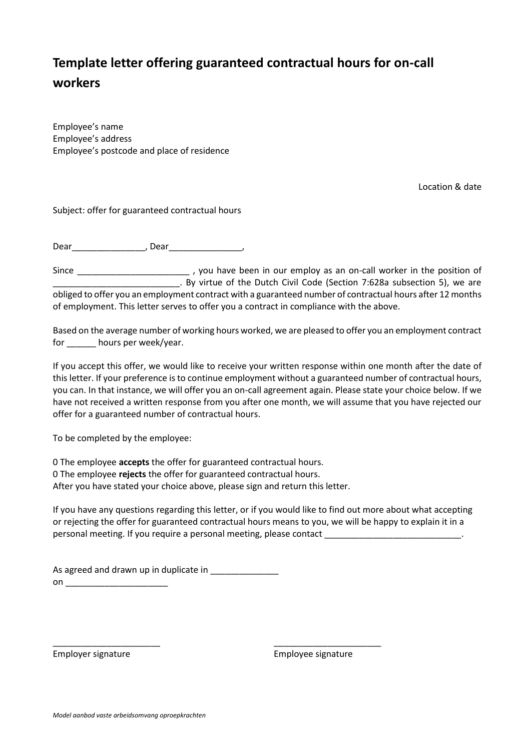# Template letter offering guaranteed contractual hours for on-call workers

Employee's name
Employee's address
Employee's postcode and place of residence

Location & date

Subject: offer for guaranteed contractual hours

Dear_______________, Dear_______________,

Since _______________________ , you have been in our employ as an on-call worker in the position of __________________________. By virtue of the Dutch Civil Code (Section 7:628a subsection 5), we are obliged to offer you an employment contract with a guaranteed number of contractual hours after 12 months of employment. This letter serves to offer you a contract in compliance with the above.

Based on the average number of working hours worked, we are pleased to offer you an employment contract for ______ hours per week/year.

If you accept this offer, we would like to receive your written response within one month after the date of this letter. If your preference is to continue employment without a guaranteed number of contractual hours, you can. In that instance, we will offer you an on-call agreement again. Please state your choice below. If we have not received a written response from you after one month, we will assume that you have rejected our offer for a guaranteed number of contractual hours.

To be completed by the employee:

0 The employee **accepts** the offer for guaranteed contractual hours.
0 The employee **rejects** the offer for guaranteed contractual hours.
After you have stated your choice above, please sign and return this letter.

If you have any questions regarding this letter, or if you would like to find out more about what accepting or rejecting the offer for guaranteed contractual hours means to you, we will be happy to explain it in a personal meeting. If you require a personal meeting, please contact ____________________________.

As agreed and drawn up in duplicate in ______________
on _____________________

______________________ ______________________
Employer signature Employee signature

*Model aanbod vaste arbeidsomvang oproepkrachten*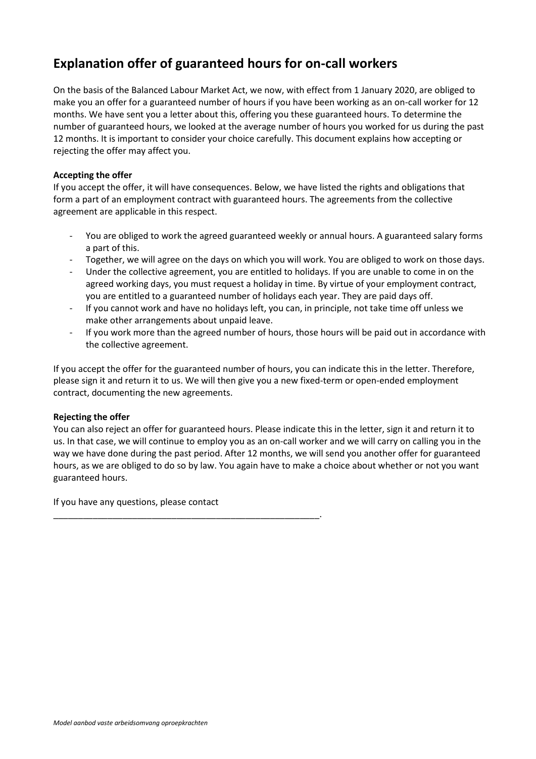# Explanation offer of guaranteed hours for on-call workers

On the basis of the Balanced Labour Market Act, we now, with effect from 1 January 2020, are obliged to make you an offer for a guaranteed number of hours if you have been working as an on-call worker for 12 months. We have sent you a letter about this, offering you these guaranteed hours. To determine the number of guaranteed hours, we looked at the average number of hours you worked for us during the past 12 months. It is important to consider your choice carefully. This document explains how accepting or rejecting the offer may affect you.

**Accepting the offer**

If you accept the offer, it will have consequences. Below, we have listed the rights and obligations that form a part of an employment contract with guaranteed hours. The agreements from the collective agreement are applicable in this respect.

- You are obliged to work the agreed guaranteed weekly or annual hours. A guaranteed salary forms a part of this.
- Together, we will agree on the days on which you will work. You are obliged to work on those days.
- Under the collective agreement, you are entitled to holidays. If you are unable to come in on the agreed working days, you must request a holiday in time. By virtue of your employment contract, you are entitled to a guaranteed number of holidays each year. They are paid days off.
- If you cannot work and have no holidays left, you can, in principle, not take time off unless we make other arrangements about unpaid leave.
- If you work more than the agreed number of hours, those hours will be paid out in accordance with the collective agreement.

If you accept the offer for the guaranteed number of hours, you can indicate this in the letter. Therefore, please sign it and return it to us. We will then give you a new fixed-term or open-ended employment contract, documenting the new agreements.

**Rejecting the offer**

You can also reject an offer for guaranteed hours. Please indicate this in the letter, sign it and return it to us. In that case, we will continue to employ you as an on-call worker and we will carry on calling you in the way we have done during the past period. After 12 months, we will send you another offer for guaranteed hours, as we are obliged to do so by law. You again have to make a choice about whether or not you want guaranteed hours.

If you have any questions, please contact
_______________________________________________________.

*Model aanbod vaste arbeidsomvang oproepkrachten*